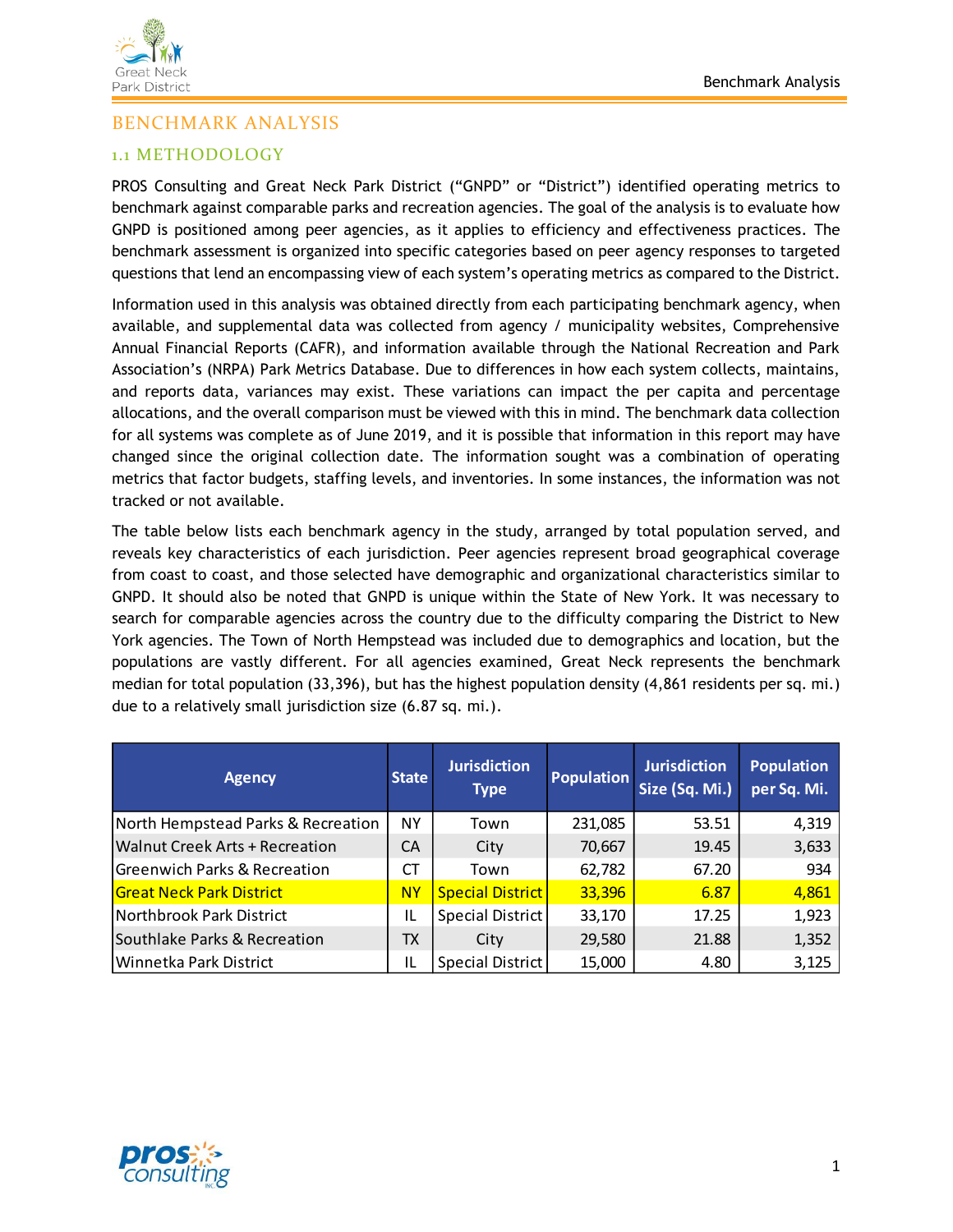# BENCHMARK ANALYSIS

## 1.1 METHODOLOGY

PROS Consulting and Great Neck Park District ("GNPD" or "District") identified operating metrics to benchmark against comparable parks and recreation agencies. The goal of the analysis is to evaluate how GNPD is positioned among peer agencies, as it applies to efficiency and effectiveness practices. The benchmark assessment is organized into specific categories based on peer agency responses to targeted questions that lend an encompassing view of each system's operating metrics as compared to the District.

Information used in this analysis was obtained directly from each participating benchmark agency, when available, and supplemental data was collected from agency / municipality websites, Comprehensive Annual Financial Reports (CAFR), and information available through the National Recreation and Park Association's (NRPA) Park Metrics Database. Due to differences in how each system collects, maintains, and reports data, variances may exist. These variations can impact the per capita and percentage allocations, and the overall comparison must be viewed with this in mind. The benchmark data collection for all systems was complete as of June 2019, and it is possible that information in this report may have changed since the original collection date. The information sought was a combination of operating metrics that factor budgets, staffing levels, and inventories. In some instances, the information was not tracked or not available.

The table below lists each benchmark agency in the study, arranged by total population served, and reveals key characteristics of each jurisdiction. Peer agencies represent broad geographical coverage from coast to coast, and those selected have demographic and organizational characteristics similar to GNPD. It should also be noted that GNPD is unique within the State of New York. It was necessary to search for comparable agencies across the country due to the difficulty comparing the District to New York agencies. The Town of North Hempstead was included due to demographics and location, but the populations are vastly different. For all agencies examined, Great Neck represents the benchmark median for total population (33,396), but has the highest population density (4,861 residents per sq. mi.) due to a relatively small jurisdiction size (6.87 sq. mi.).

| Agency | State | Jurisdiction Type | Population | Jurisdiction Size (Sq. Mi.) | Population per Sq. Mi. |
|---|---|---|---|---|---|
| North Hempstead Parks & Recreation | NY | Town | 231,085 | 53.51 | 4,319 |
| Walnut Creek Arts + Recreation | CA | City | 70,667 | 19.45 | 3,633 |
| Greenwich Parks & Recreation | CT | Town | 62,782 | 67.20 | 934 |
| Great Neck Park District | NY | Special District | 33,396 | 6.87 | 4,861 |
| Northbrook Park District | IL | Special District | 33,170 | 17.25 | 1,923 |
| Southlake Parks & Recreation | TX | City | 29,580 | 21.88 | 1,352 |
| Winnetka Park District | IL | Special District | 15,000 | 4.80 | 3,125 |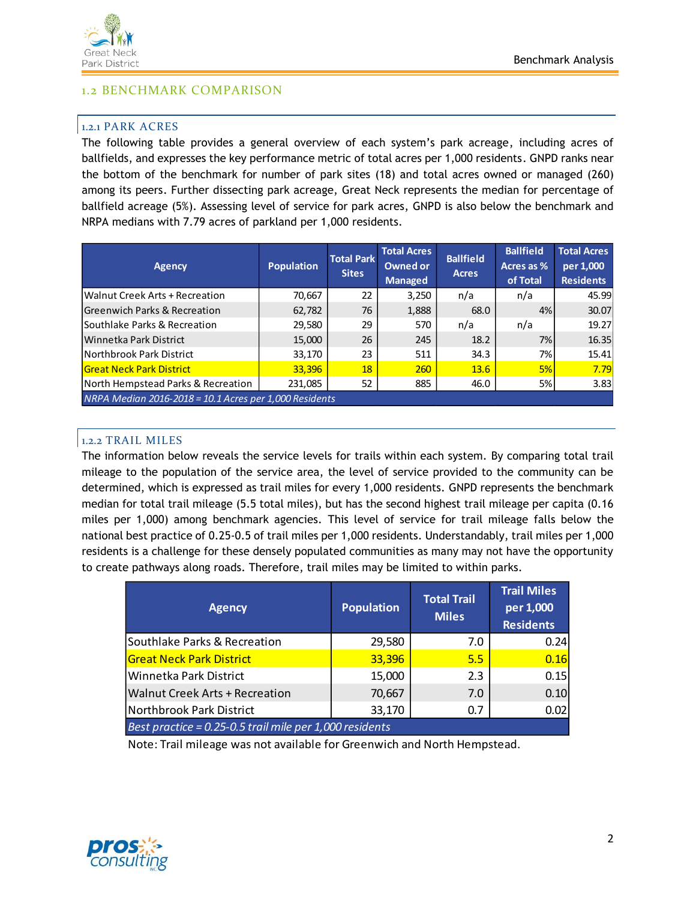## 1.2 BENCHMARK COMPARISON

### 1.2.1 PARK ACRES

The following table provides a general overview of each system's park acreage, including acres of ballfields, and expresses the key performance metric of total acres per 1,000 residents. GNPD ranks near the bottom of the benchmark for number of park sites (18) and total acres owned or managed (260) among its peers. Further dissecting park acreage, Great Neck represents the median for percentage of ballfield acreage (5%). Assessing level of service for park acres, GNPD is also below the benchmark and NRPA medians with 7.79 acres of parkland per 1,000 residents.

| Agency | Population | Total Park Sites | Total Acres Owned or Managed | Ballfield Acres | Ballfield Acres as % of Total | Total Acres per 1,000 Residents |
|---|---|---|---|---|---|---|
| Walnut Creek Arts + Recreation | 70,667 | 22 | 3,250 | n/a | n/a | 45.99 |
| Greenwich Parks & Recreation | 62,782 | 76 | 1,888 | 68.0 | 4% | 30.07 |
| Southlake Parks & Recreation | 29,580 | 29 | 570 | n/a | n/a | 19.27 |
| Winnetka Park District | 15,000 | 26 | 245 | 18.2 | 7% | 16.35 |
| Northbrook Park District | 33,170 | 23 | 511 | 34.3 | 7% | 15.41 |
| Great Neck Park District | 33,396 | 18 | 260 | 13.6 | 5% | 7.79 |
| North Hempstead Parks & Recreation | 231,085 | 52 | 885 | 46.0 | 5% | 3.83 |
| *NRPA Median 2016-2018 = 10.1 Acres per 1,000 Residents* | | | | | | |

### 1.2.2 TRAIL MILES

The information below reveals the service levels for trails within each system. By comparing total trail mileage to the population of the service area, the level of service provided to the community can be determined, which is expressed as trail miles for every 1,000 residents. GNPD represents the benchmark median for total trail mileage (5.5 total miles), but has the second highest trail mileage per capita (0.16 miles per 1,000) among benchmark agencies. This level of service for trail mileage falls below the national best practice of 0.25-0.5 of trail miles per 1,000 residents. Understandably, trail miles per 1,000 residents is a challenge for these densely populated communities as many may not have the opportunity to create pathways along roads. Therefore, trail miles may be limited to within parks.

| Agency | Population | Total Trail Miles | Trail Miles per 1,000 Residents |
|---|---|---|---|
| Southlake Parks & Recreation | 29,580 | 7.0 | 0.24 |
| Great Neck Park District | 33,396 | 5.5 | 0.16 |
| Winnetka Park District | 15,000 | 2.3 | 0.15 |
| Walnut Creek Arts + Recreation | 70,667 | 7.0 | 0.10 |
| Northbrook Park District | 33,170 | 0.7 | 0.02 |
| *Best practice = 0.25-0.5 trail mile per 1,000 residents* | | | |

Note: Trail mileage was not available for Greenwich and North Hempstead.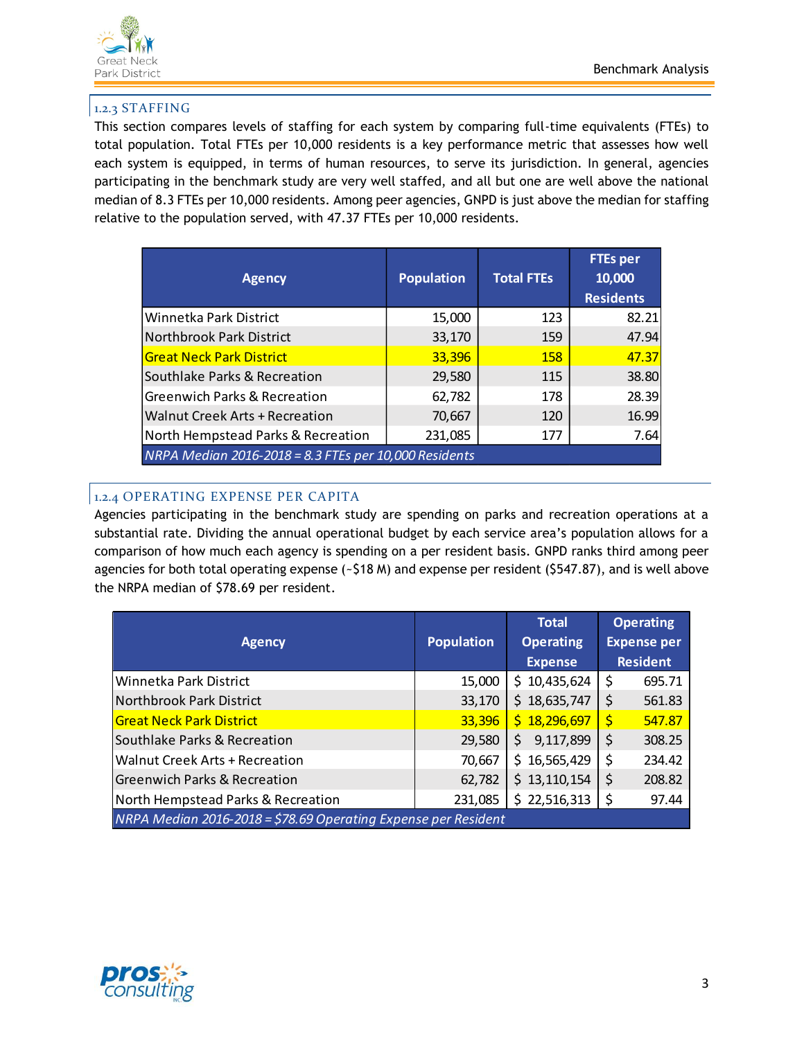### 1.2.3 STAFFING

This section compares levels of staffing for each system by comparing full-time equivalents (FTEs) to total population. Total FTEs per 10,000 residents is a key performance metric that assesses how well each system is equipped, in terms of human resources, to serve its jurisdiction. In general, agencies participating in the benchmark study are very well staffed, and all but one are well above the national median of 8.3 FTEs per 10,000 residents. Among peer agencies, GNPD is just above the median for staffing relative to the population served, with 47.37 FTEs per 10,000 residents.

| Agency | Population | Total FTEs | FTEs per 10,000 Residents |
|---|---|---|---|
| Winnetka Park District | 15,000 | 123 | 82.21 |
| Northbrook Park District | 33,170 | 159 | 47.94 |
| Great Neck Park District | 33,396 | 158 | 47.37 |
| Southlake Parks & Recreation | 29,580 | 115 | 38.80 |
| Greenwich Parks & Recreation | 62,782 | 178 | 28.39 |
| Walnut Creek Arts + Recreation | 70,667 | 120 | 16.99 |
| North Hempstead Parks & Recreation | 231,085 | 177 | 7.64 |
| *NRPA Median 2016-2018 = 8.3 FTEs per 10,000 Residents* | | | |

### 1.2.4 OPERATING EXPENSE PER CAPITA

Agencies participating in the benchmark study are spending on parks and recreation operations at a substantial rate. Dividing the annual operational budget by each service area's population allows for a comparison of how much each agency is spending on a per resident basis. GNPD ranks third among peer agencies for both total operating expense (~$18 M) and expense per resident ($547.87), and is well above the NRPA median of $78.69 per resident.

| Agency | Population | Total Operating Expense | Operating Expense per Resident |
|---|---|---|---|
| Winnetka Park District | 15,000 | $ 10,435,624 | $ 695.71 |
| Northbrook Park District | 33,170 | $ 18,635,747 | $ 561.83 |
| Great Neck Park District | 33,396 | $ 18,296,697 | $ 547.87 |
| Southlake Parks & Recreation | 29,580 | $ 9,117,899 | $ 308.25 |
| Walnut Creek Arts + Recreation | 70,667 | $ 16,565,429 | $ 234.42 |
| Greenwich Parks & Recreation | 62,782 | $ 13,110,154 | $ 208.82 |
| North Hempstead Parks & Recreation | 231,085 | $ 22,516,313 | $ 97.44 |
| *NRPA Median 2016-2018 = $78.69 Operating Expense per Resident* | | | |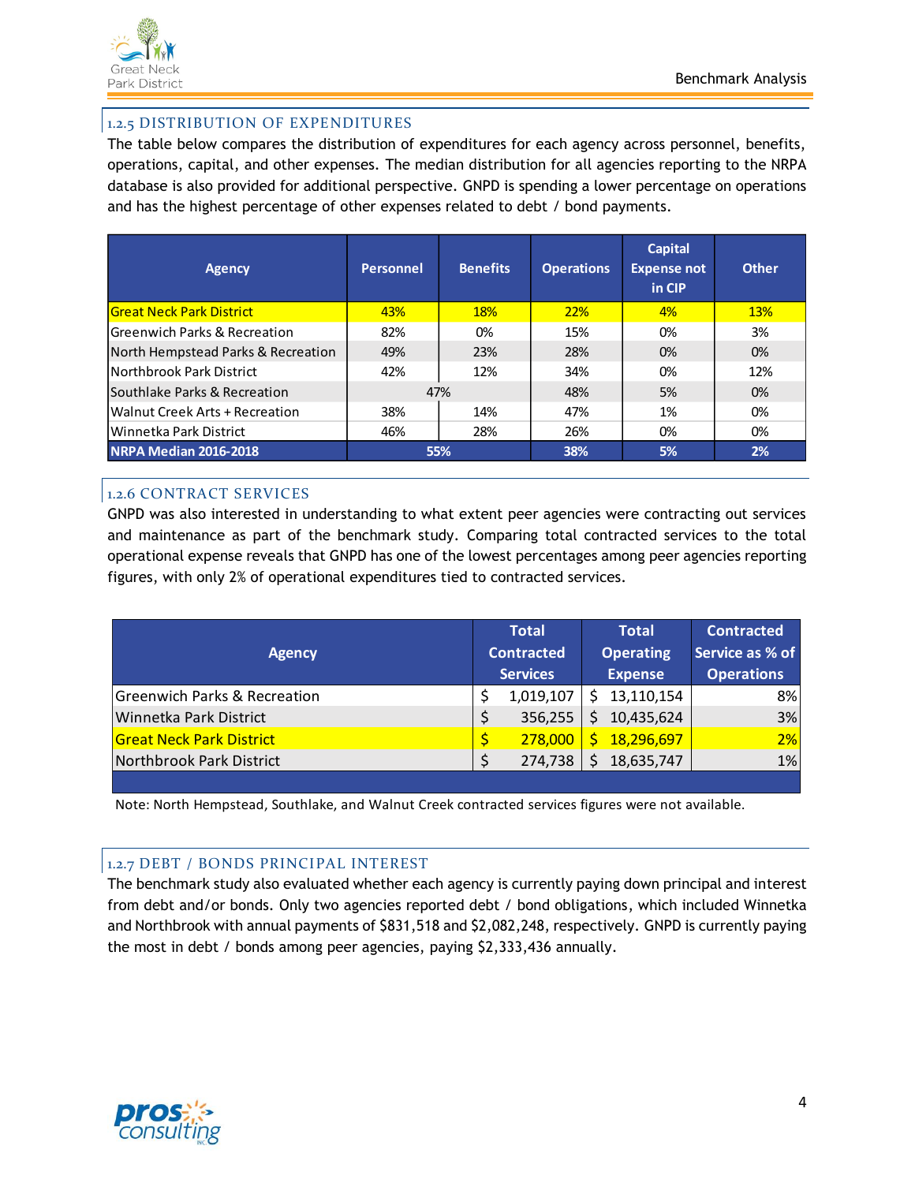### 1.2.5 DISTRIBUTION OF EXPENDITURES

The table below compares the distribution of expenditures for each agency across personnel, benefits, operations, capital, and other expenses. The median distribution for all agencies reporting to the NRPA database is also provided for additional perspective. GNPD is spending a lower percentage on operations and has the highest percentage of other expenses related to debt / bond payments.

| Agency | Personnel | Benefits | Operations | Capital Expense not in CIP | Other |
|---|---|---|---|---|---|
| Great Neck Park District | 43% | 18% | 22% | 4% | 13% |
| Greenwich Parks & Recreation | 82% | 0% | 15% | 0% | 3% |
| North Hempstead Parks & Recreation | 49% | 23% | 28% | 0% | 0% |
| Northbrook Park District | 42% | 12% | 34% | 0% | 12% |
| Southlake Parks & Recreation | 47% | | 48% | 5% | 0% |
| Walnut Creek Arts + Recreation | 38% | 14% | 47% | 1% | 0% |
| Winnetka Park District | 46% | 28% | 26% | 0% | 0% |
| **NRPA Median 2016-2018** | **55%** | | **38%** | **5%** | **2%** |

### 1.2.6 CONTRACT SERVICES

GNPD was also interested in understanding to what extent peer agencies were contracting out services and maintenance as part of the benchmark study. Comparing total contracted services to the total operational expense reveals that GNPD has one of the lowest percentages among peer agencies reporting figures, with only 2% of operational expenditures tied to contracted services.

| Agency | Total Contracted Services | Total Operating Expense | Contracted Service as % of Operations |
|---|---|---|---|
| Greenwich Parks & Recreation | $ 1,019,107 | $ 13,110,154 | 8% |
| Winnetka Park District | $ 356,255 | $ 10,435,624 | 3% |
| Great Neck Park District | $ 278,000 | $ 18,296,697 | 2% |
| Northbrook Park District | $ 274,738 | $ 18,635,747 | 1% |

Note: North Hempstead, Southlake, and Walnut Creek contracted services figures were not available.

### 1.2.7 DEBT / BONDS PRINCIPAL INTEREST

The benchmark study also evaluated whether each agency is currently paying down principal and interest from debt and/or bonds. Only two agencies reported debt / bond obligations, which included Winnetka and Northbrook with annual payments of $831,518 and $2,082,248, respectively. GNPD is currently paying the most in debt / bonds among peer agencies, paying $2,333,436 annually.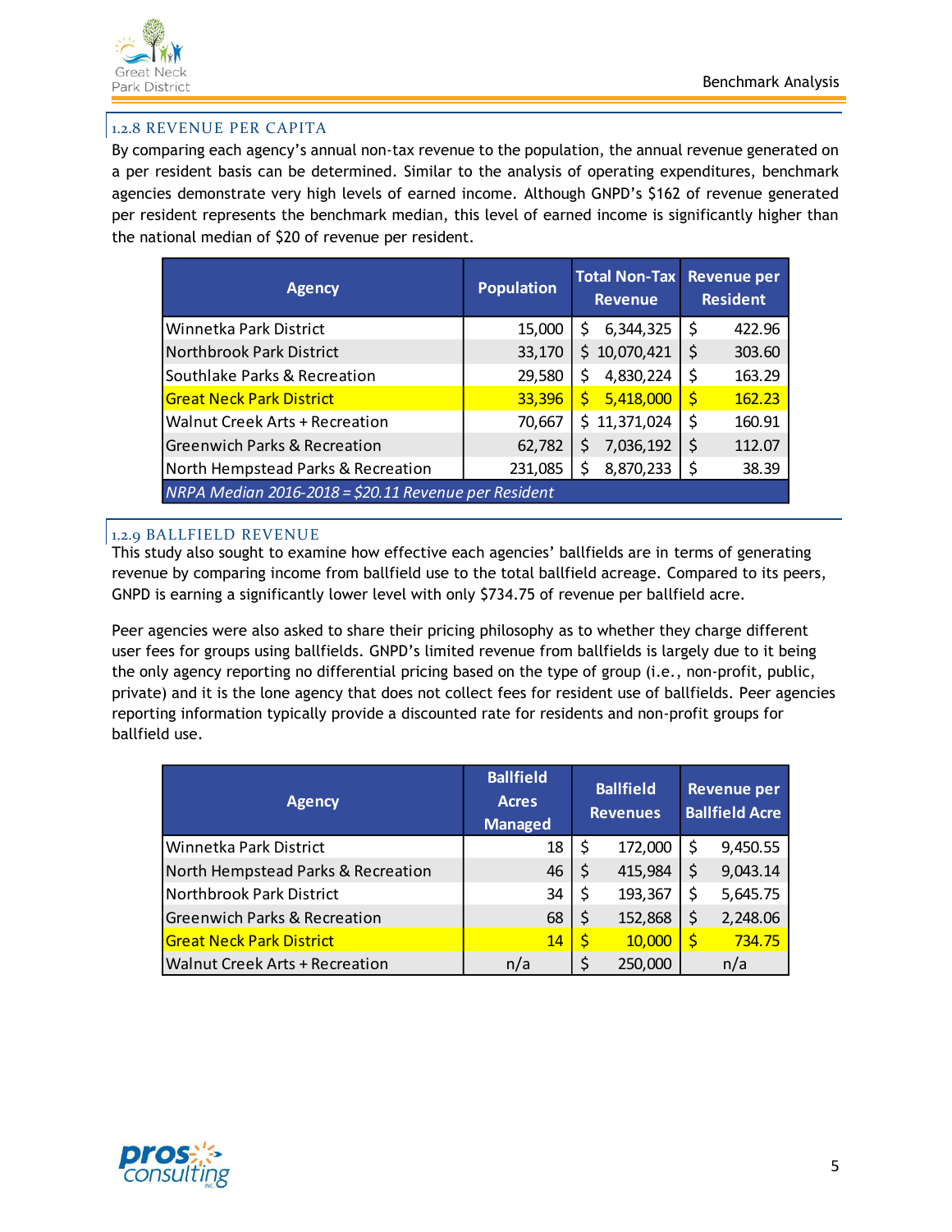### 1.2.8 REVENUE PER CAPITA

By comparing each agency's annual non-tax revenue to the population, the annual revenue generated on a per resident basis can be determined. Similar to the analysis of operating expenditures, benchmark agencies demonstrate very high levels of earned income. Although GNPD's $162 of revenue generated per resident represents the benchmark median, this level of earned income is significantly higher than the national median of $20 of revenue per resident.

| Agency | Population | Total Non-Tax Revenue | Revenue per Resident |
|---|---|---|---|
| Winnetka Park District | 15,000 | $ 6,344,325 | $ 422.96 |
| Northbrook Park District | 33,170 | $ 10,070,421 | $ 303.60 |
| Southlake Parks & Recreation | 29,580 | $ 4,830,224 | $ 163.29 |
| Great Neck Park District | 33,396 | $ 5,418,000 | $ 162.23 |
| Walnut Creek Arts + Recreation | 70,667 | $ 11,371,024 | $ 160.91 |
| Greenwich Parks & Recreation | 62,782 | $ 7,036,192 | $ 112.07 |
| North Hempstead Parks & Recreation | 231,085 | $ 8,870,233 | $ 38.39 |
| *NRPA Median 2016-2018 = $20.11 Revenue per Resident* | | | |

### 1.2.9 BALLFIELD REVENUE

This study also sought to examine how effective each agencies' ballfields are in terms of generating revenue by comparing income from ballfield use to the total ballfield acreage. Compared to its peers, GNPD is earning a significantly lower level with only $734.75 of revenue per ballfield acre.

Peer agencies were also asked to share their pricing philosophy as to whether they charge different user fees for groups using ballfields. GNPD's limited revenue from ballfields is largely due to it being the only agency reporting no differential pricing based on the type of group (i.e., non-profit, public, private) and it is the lone agency that does not collect fees for resident use of ballfields. Peer agencies reporting information typically provide a discounted rate for residents and non-profit groups for ballfield use.

| Agency | Ballfield Acres Managed | Ballfield Revenues | Revenue per Ballfield Acre |
|---|---|---|---|
| Winnetka Park District | 18 | $ 172,000 | $ 9,450.55 |
| North Hempstead Parks & Recreation | 46 | $ 415,984 | $ 9,043.14 |
| Northbrook Park District | 34 | $ 193,367 | $ 5,645.75 |
| Greenwich Parks & Recreation | 68 | $ 152,868 | $ 2,248.06 |
| Great Neck Park District | 14 | $ 10,000 | $ 734.75 |
| Walnut Creek Arts + Recreation | n/a | $ 250,000 | n/a |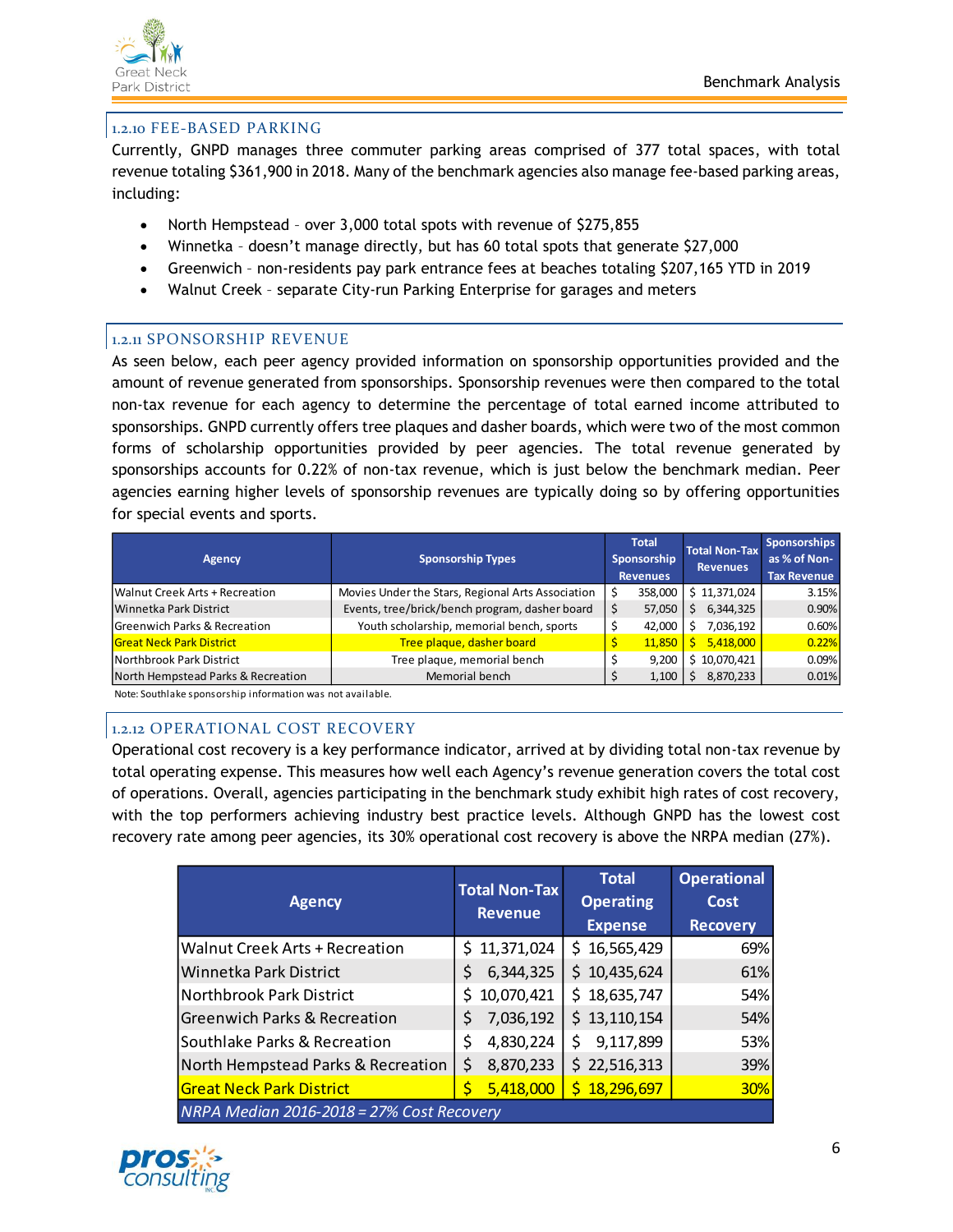### 1.2.10 FEE-BASED PARKING

Currently, GNPD manages three commuter parking areas comprised of 377 total spaces, with total revenue totaling $361,900 in 2018. Many of the benchmark agencies also manage fee-based parking areas, including:

- North Hempstead – over 3,000 total spots with revenue of $275,855
- Winnetka – doesn't manage directly, but has 60 total spots that generate $27,000
- Greenwich – non-residents pay park entrance fees at beaches totaling $207,165 YTD in 2019
- Walnut Creek – separate City-run Parking Enterprise for garages and meters

### 1.2.11 SPONSORSHIP REVENUE

As seen below, each peer agency provided information on sponsorship opportunities provided and the amount of revenue generated from sponsorships. Sponsorship revenues were then compared to the total non-tax revenue for each agency to determine the percentage of total earned income attributed to sponsorships. GNPD currently offers tree plaques and dasher boards, which were two of the most common forms of scholarship opportunities provided by peer agencies. The total revenue generated by sponsorships accounts for 0.22% of non-tax revenue, which is just below the benchmark median. Peer agencies earning higher levels of sponsorship revenues are typically doing so by offering opportunities for special events and sports.

| Agency | Sponsorship Types | Total Sponsorship Revenues | Total Non-Tax Revenues | Sponsorships as % of Non-Tax Revenue |
|---|---|---|---|---|
| Walnut Creek Arts + Recreation | Movies Under the Stars, Regional Arts Association | $ 358,000 | $ 11,371,024 | 3.15% |
| Winnetka Park District | Events, tree/brick/bench program, dasher board | $ 57,050 | $ 6,344,325 | 0.90% |
| Greenwich Parks & Recreation | Youth scholarship, memorial bench, sports | $ 42,000 | $ 7,036,192 | 0.60% |
| Great Neck Park District | Tree plaque, dasher board | $ 11,850 | $ 5,418,000 | 0.22% |
| Northbrook Park District | Tree plaque, memorial bench | $ 9,200 | $ 10,070,421 | 0.09% |
| North Hempstead Parks & Recreation | Memorial bench | $ 1,100 | $ 8,870,233 | 0.01% |

Note: Southlake sponsorship information was not available.

### 1.2.12 OPERATIONAL COST RECOVERY

Operational cost recovery is a key performance indicator, arrived at by dividing total non-tax revenue by total operating expense. This measures how well each Agency's revenue generation covers the total cost of operations. Overall, agencies participating in the benchmark study exhibit high rates of cost recovery, with the top performers achieving industry best practice levels. Although GNPD has the lowest cost recovery rate among peer agencies, its 30% operational cost recovery is above the NRPA median (27%).

| Agency | Total Non-Tax Revenue | Total Operating Expense | Operational Cost Recovery |
|---|---|---|---|
| Walnut Creek Arts + Recreation | $ 11,371,024 | $ 16,565,429 | 69% |
| Winnetka Park District | $ 6,344,325 | $ 10,435,624 | 61% |
| Northbrook Park District | $ 10,070,421 | $ 18,635,747 | 54% |
| Greenwich Parks & Recreation | $ 7,036,192 | $ 13,110,154 | 54% |
| Southlake Parks & Recreation | $ 4,830,224 | $ 9,117,899 | 53% |
| North Hempstead Parks & Recreation | $ 8,870,233 | $ 22,516,313 | 39% |
| Great Neck Park District | $ 5,418,000 | $ 18,296,697 | 30% |
| *NRPA Median 2016-2018 = 27% Cost Recovery* | | | |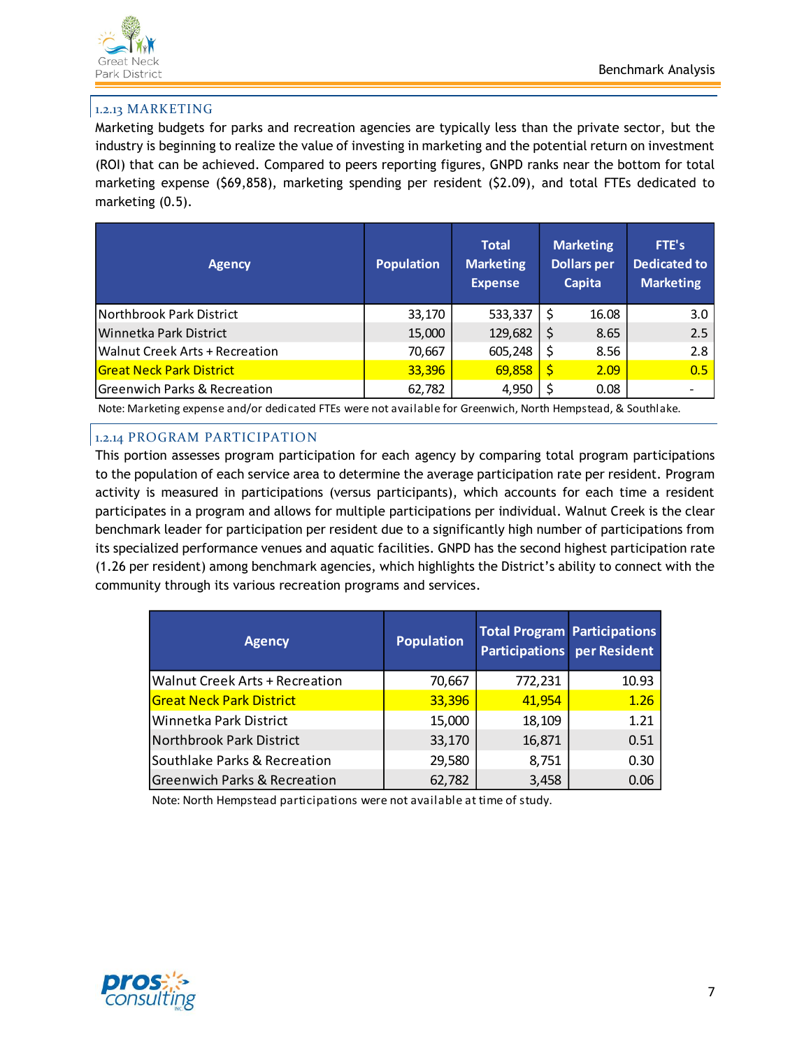### 1.2.13 MARKETING

Marketing budgets for parks and recreation agencies are typically less than the private sector, but the industry is beginning to realize the value of investing in marketing and the potential return on investment (ROI) that can be achieved. Compared to peers reporting figures, GNPD ranks near the bottom for total marketing expense ($69,858), marketing spending per resident ($2.09), and total FTEs dedicated to marketing (0.5).

| Agency | Population | Total Marketing Expense | Marketing Dollars per Capita | FTE's Dedicated to Marketing |
|---|---|---|---|---|
| Northbrook Park District | 33,170 | 533,337 | $ 16.08 | 3.0 |
| Winnetka Park District | 15,000 | 129,682 | $ 8.65 | 2.5 |
| Walnut Creek Arts + Recreation | 70,667 | 605,248 | $ 8.56 | 2.8 |
| Great Neck Park District | 33,396 | 69,858 | $ 2.09 | 0.5 |
| Greenwich Parks & Recreation | 62,782 | 4,950 | $ 0.08 | - |

Note: Marketing expense and/or dedicated FTEs were not available for Greenwich, North Hempstead, & Southlake.

### 1.2.14 PROGRAM PARTICIPATION

This portion assesses program participation for each agency by comparing total program participations to the population of each service area to determine the average participation rate per resident. Program activity is measured in participations (versus participants), which accounts for each time a resident participates in a program and allows for multiple participations per individual. Walnut Creek is the clear benchmark leader for participation per resident due to a significantly high number of participations from its specialized performance venues and aquatic facilities. GNPD has the second highest participation rate (1.26 per resident) among benchmark agencies, which highlights the District's ability to connect with the community through its various recreation programs and services.

| Agency | Population | Total Program Participations | Participations per Resident |
|---|---|---|---|
| Walnut Creek Arts + Recreation | 70,667 | 772,231 | 10.93 |
| Great Neck Park District | 33,396 | 41,954 | 1.26 |
| Winnetka Park District | 15,000 | 18,109 | 1.21 |
| Northbrook Park District | 33,170 | 16,871 | 0.51 |
| Southlake Parks & Recreation | 29,580 | 8,751 | 0.30 |
| Greenwich Parks & Recreation | 62,782 | 3,458 | 0.06 |

Note: North Hempstead participations were not available at time of study.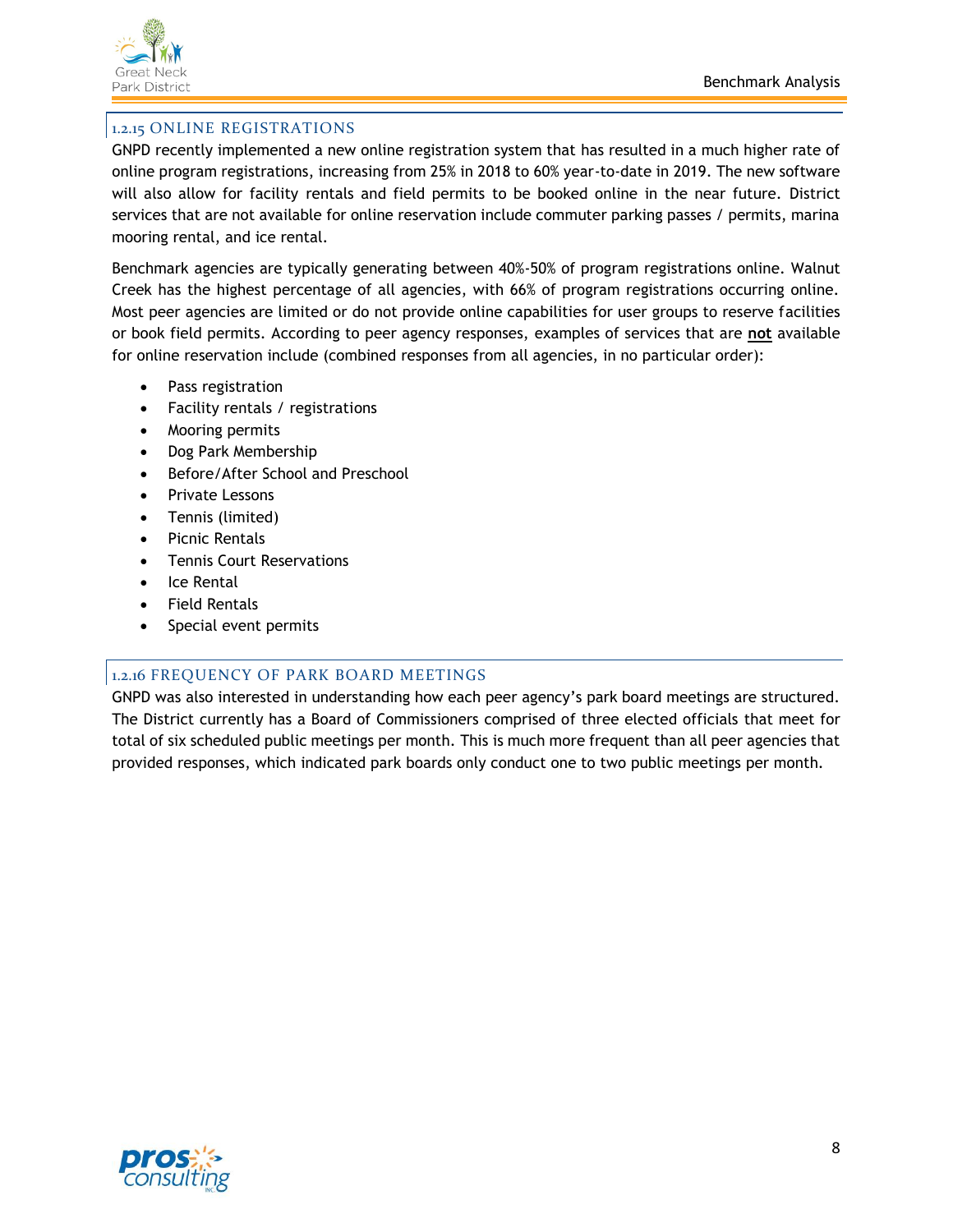### 1.2.15 ONLINE REGISTRATIONS

GNPD recently implemented a new online registration system that has resulted in a much higher rate of online program registrations, increasing from 25% in 2018 to 60% year-to-date in 2019. The new software will also allow for facility rentals and field permits to be booked online in the near future. District services that are not available for online reservation include commuter parking passes / permits, marina mooring rental, and ice rental.

Benchmark agencies are typically generating between 40%-50% of program registrations online. Walnut Creek has the highest percentage of all agencies, with 66% of program registrations occurring online. Most peer agencies are limited or do not provide online capabilities for user groups to reserve facilities or book field permits. According to peer agency responses, examples of services that are **not** available for online reservation include (combined responses from all agencies, in no particular order):

- Pass registration
- Facility rentals / registrations
- Mooring permits
- Dog Park Membership
- Before/After School and Preschool
- Private Lessons
- Tennis (limited)
- Picnic Rentals
- Tennis Court Reservations
- Ice Rental
- Field Rentals
- Special event permits

### 1.2.16 FREQUENCY OF PARK BOARD MEETINGS

GNPD was also interested in understanding how each peer agency's park board meetings are structured. The District currently has a Board of Commissioners comprised of three elected officials that meet for total of six scheduled public meetings per month. This is much more frequent than all peer agencies that provided responses, which indicated park boards only conduct one to two public meetings per month.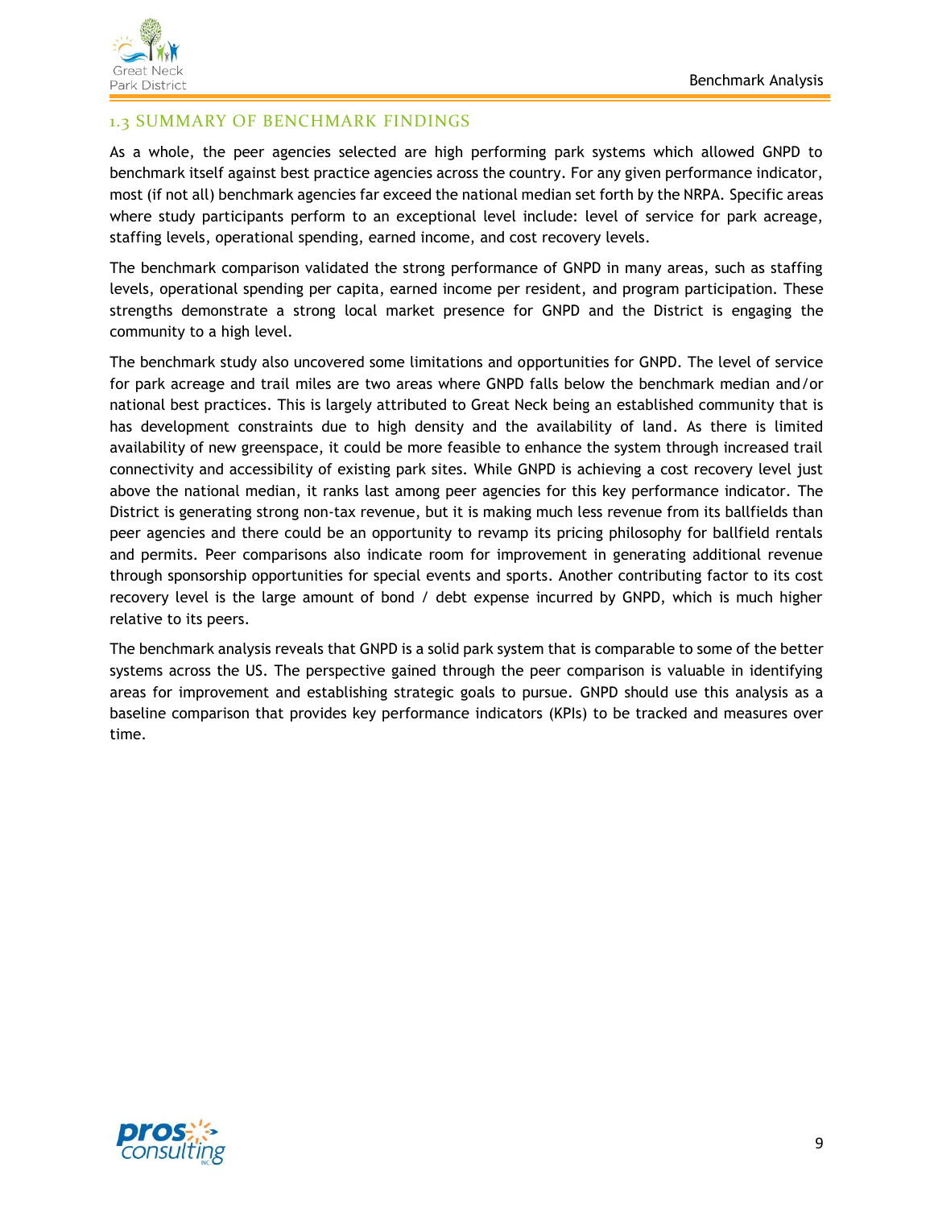## 1.3 SUMMARY OF BENCHMARK FINDINGS

As a whole, the peer agencies selected are high performing park systems which allowed GNPD to benchmark itself against best practice agencies across the country. For any given performance indicator, most (if not all) benchmark agencies far exceed the national median set forth by the NRPA. Specific areas where study participants perform to an exceptional level include: level of service for park acreage, staffing levels, operational spending, earned income, and cost recovery levels.

The benchmark comparison validated the strong performance of GNPD in many areas, such as staffing levels, operational spending per capita, earned income per resident, and program participation. These strengths demonstrate a strong local market presence for GNPD and the District is engaging the community to a high level.

The benchmark study also uncovered some limitations and opportunities for GNPD. The level of service for park acreage and trail miles are two areas where GNPD falls below the benchmark median and/or national best practices. This is largely attributed to Great Neck being an established community that is has development constraints due to high density and the availability of land. As there is limited availability of new greenspace, it could be more feasible to enhance the system through increased trail connectivity and accessibility of existing park sites. While GNPD is achieving a cost recovery level just above the national median, it ranks last among peer agencies for this key performance indicator. The District is generating strong non-tax revenue, but it is making much less revenue from its ballfields than peer agencies and there could be an opportunity to revamp its pricing philosophy for ballfield rentals and permits. Peer comparisons also indicate room for improvement in generating additional revenue through sponsorship opportunities for special events and sports. Another contributing factor to its cost recovery level is the large amount of bond / debt expense incurred by GNPD, which is much higher relative to its peers.

The benchmark analysis reveals that GNPD is a solid park system that is comparable to some of the better systems across the US. The perspective gained through the peer comparison is valuable in identifying areas for improvement and establishing strategic goals to pursue. GNPD should use this analysis as a baseline comparison that provides key performance indicators (KPIs) to be tracked and measures over time.